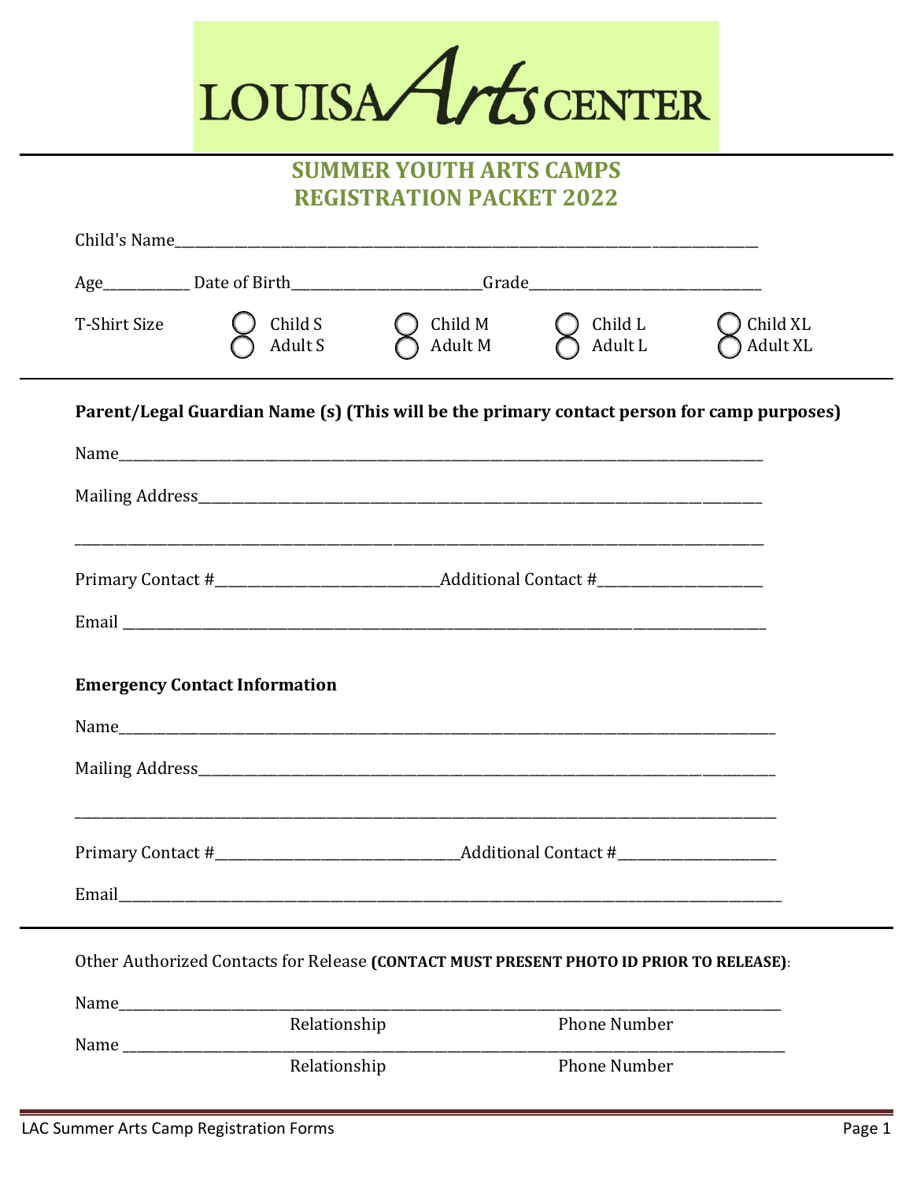# LOUISA Arts CENTER

## SUMMER YOUTH ARTS CAMPS
## REGISTRATION PACKET 2022

Child's Name_______________________________________________________________

Age__________ Date of Birth_______________________Grade____________________________

T-Shirt Size

- ◯ Child S ◯ Adult S
- ◯ Child M ◯ Adult M
- ◯ Child L ◯ Adult L
- ◯ Child XL ◯ Adult XL

---

**Parent/Legal Guardian Name (s) (This will be the primary contact person for camp purposes)**

Name_______________________________________________________________

Mailing Address_______________________________________________________________

_______________________________________________________________

Primary Contact #___________________________Additional Contact #____________________

Email _______________________________________________________________

**Emergency Contact Information**

Name_______________________________________________________________

Mailing Address_______________________________________________________________

_______________________________________________________________

Primary Contact #______________________________Additional Contact #___________________

Email_______________________________________________________________

---

Other Authorized Contacts for Release **(CONTACT MUST PRESENT PHOTO ID PRIOR TO RELEASE)**:

Name_______________________________________________________________
Relationship Phone Number

Name _______________________________________________________________
Relationship Phone Number

LAC Summer Arts Camp Registration Forms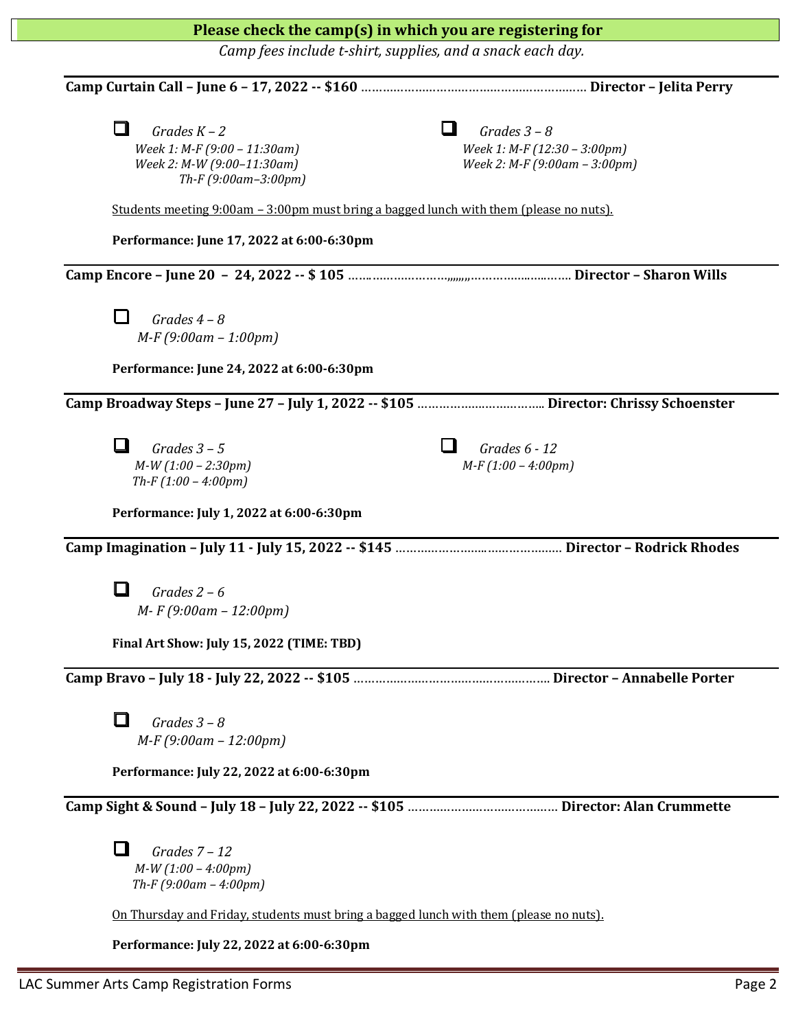**Please check the camp(s) in which you are registering for**

*Camp fees include t-shirt, supplies, and a snack each day.*

---

**Camp Curtain Call – June 6 – 17, 2022 -- $160** ……………………………………………………… **Director – Jelita Perry**

- ❑ *Grades K – 2*
  *Week 1: M-F (9:00 – 11:30am)*
  *Week 2: M-W (9:00–11:30am)*
  *Th-F (9:00am–3:00pm)*

- ❑ *Grades 3 – 8*
  *Week 1: M-F (12:30 – 3:00pm)*
  *Week 2: M-F (9:00am – 3:00pm)*

Students meeting 9:00am – 3:00pm must bring a bagged lunch with them (please no nuts).

**Performance: June 17, 2022 at 6:00-6:30pm**

---

**Camp Encore – June 20 – 24, 2022 -- $ 105** ……………………………,,,,,,,…………………… **Director – Sharon Wills**

- ❑ *Grades 4 – 8*
  *M-F (9:00am – 1:00pm)*

**Performance: June 24, 2022 at 6:00-6:30pm**

---

**Camp Broadway Steps – June 27 – July 1, 2022 -- $105** …………………………….. **Director: Chrissy Schoenster**

- ❑ *Grades 3 – 5*
  *M-W (1:00 – 2:30pm)*
  *Th-F (1:00 – 4:00pm)*

- ❑ *Grades 6 - 12*
  *M-F (1:00 – 4:00pm)*

**Performance: July 1, 2022 at 6:00-6:30pm**

---

**Camp Imagination – July 11 - July 15, 2022 -- $145** ……………………………………… **Director – Rodrick Rhodes**

- ❑ *Grades 2 – 6*
  *M- F (9:00am – 12:00pm)*

**Final Art Show: July 15, 2022 (TIME: TBD)**

---

**Camp Bravo – July 18 - July 22, 2022 -- $105** ……………………………………………… **Director – Annabelle Porter**

- ❑ *Grades 3 – 8*
  *M-F (9:00am – 12:00pm)*

**Performance: July 22, 2022 at 6:00-6:30pm**

---

**Camp Sight & Sound – July 18 – July 22, 2022 -- $105** …………………………………… **Director: Alan Crummette**

- ❑ *Grades 7 – 12*
  *M-W (1:00 – 4:00pm)*
  *Th-F (9:00am – 4:00pm)*

On Thursday and Friday, students must bring a bagged lunch with them (please no nuts).

**Performance: July 22, 2022 at 6:00-6:30pm**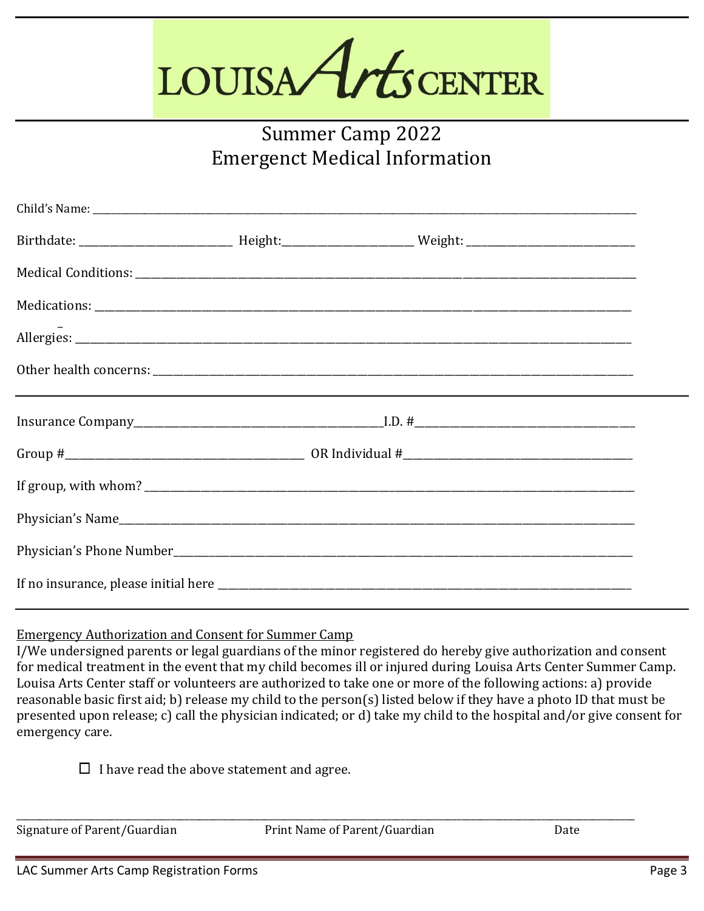# LOUISA Arts CENTER

## Summer Camp 2022
## Emergenct Medical Information

Child's Name: ______________________________________________

Birthdate: ____________________ Height: __________________ Weight: ______________________

Medical Conditions: ______________________________________________

Medications: ______________________________________________

Allergies: ______________________________________________

Other health concerns: ______________________________________________

---

Insurance Company ______________________________ I.D. # ____________________________

Group # ______________________________ OR Individual # ______________________________

If group, with whom? ______________________________________________

Physician's Name ______________________________________________

Physician's Phone Number ______________________________________________

If no insurance, please initial here ______________________________________________

---

Emergency Authorization and Consent for Summer Camp

I/We undersigned parents or legal guardians of the minor registered do hereby give authorization and consent for medical treatment in the event that my child becomes ill or injured during Louisa Arts Center Summer Camp. Louisa Arts Center staff or volunteers are authorized to take one or more of the following actions: a) provide reasonable basic first aid; b) release my child to the person(s) listed below if they have a photo ID that must be presented upon release; c) call the physician indicated; or d) take my child to the hospital and/or give consent for emergency care.

☐ I have read the above statement and agree.

______________________________________________________________________________

Signature of Parent/Guardian Print Name of Parent/Guardian Date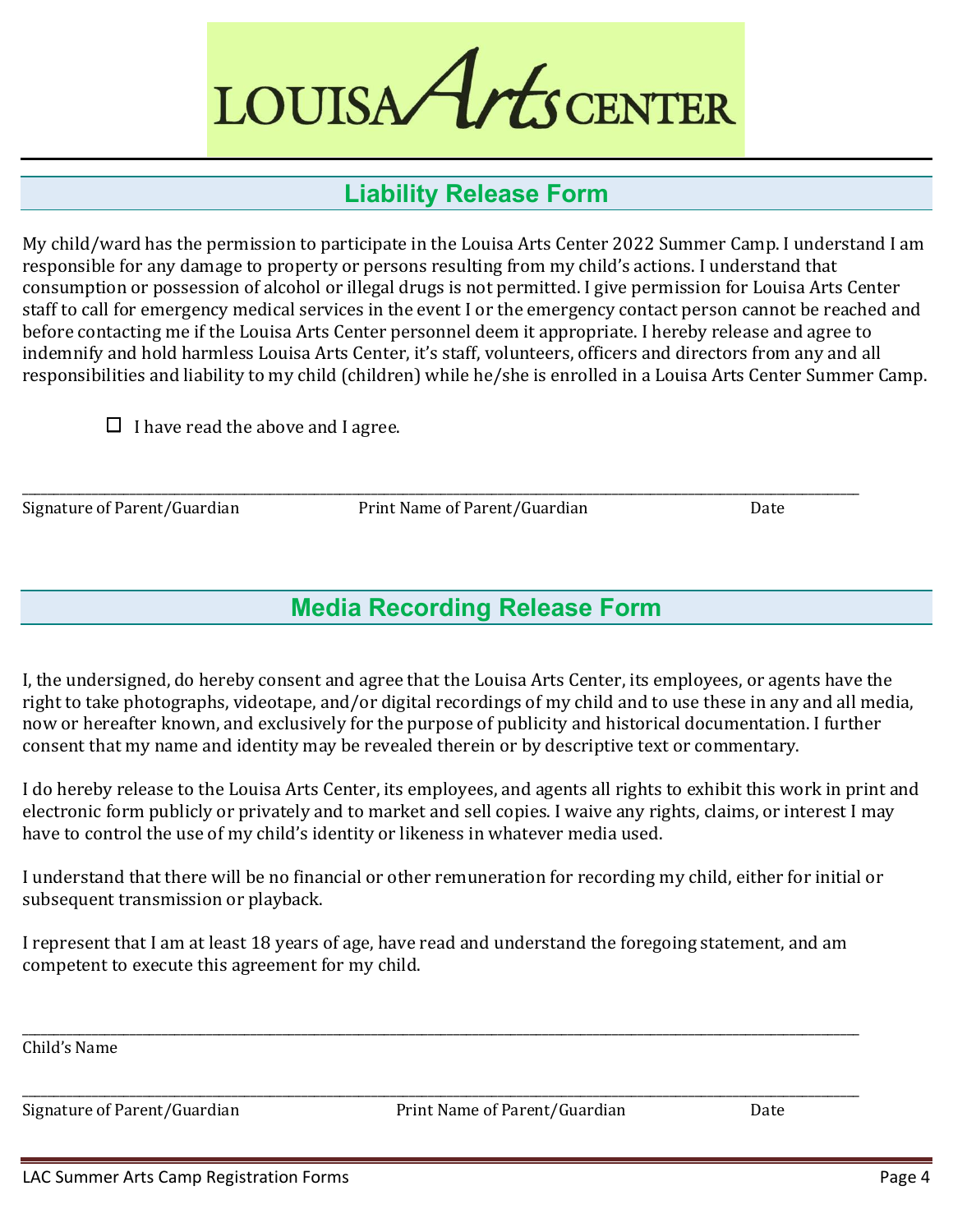# LOUISA Arts CENTER

## Liability Release Form

My child/ward has the permission to participate in the Louisa Arts Center 2022 Summer Camp. I understand I am responsible for any damage to property or persons resulting from my child's actions. I understand that consumption or possession of alcohol or illegal drugs is not permitted. I give permission for Louisa Arts Center staff to call for emergency medical services in the event I or the emergency contact person cannot be reached and before contacting me if the Louisa Arts Center personnel deem it appropriate. I hereby release and agree to indemnify and hold harmless Louisa Arts Center, it's staff, volunteers, officers and directors from any and all responsibilities and liability to my child (children) while he/she is enrolled in a Louisa Arts Center Summer Camp.

☐ I have read the above and I agree.

\_\_\_\_\_\_\_\_\_\_\_\_\_\_\_\_\_\_\_\_\_\_\_\_\_\_\_\_\_\_\_\_\_\_\_\_\_\_\_\_\_\_\_\_\_\_\_\_\_\_\_\_\_\_\_\_\_\_\_\_\_\_\_\_\_\_\_\_\_\_\_\_\_\_\_\_

Signature of Parent/Guardian  Print Name of Parent/Guardian  Date

## Media Recording Release Form

I, the undersigned, do hereby consent and agree that the Louisa Arts Center, its employees, or agents have the right to take photographs, videotape, and/or digital recordings of my child and to use these in any and all media, now or hereafter known, and exclusively for the purpose of publicity and historical documentation. I further consent that my name and identity may be revealed therein or by descriptive text or commentary.

I do hereby release to the Louisa Arts Center, its employees, and agents all rights to exhibit this work in print and electronic form publicly or privately and to market and sell copies. I waive any rights, claims, or interest I may have to control the use of my child's identity or likeness in whatever media used.

I understand that there will be no financial or other remuneration for recording my child, either for initial or subsequent transmission or playback.

I represent that I am at least 18 years of age, have read and understand the foregoing statement, and am competent to execute this agreement for my child.

\_\_\_\_\_\_\_\_\_\_\_\_\_\_\_\_\_\_\_\_\_\_\_\_\_\_\_\_\_\_\_\_\_\_\_\_\_\_\_\_\_\_\_\_\_\_\_\_\_\_\_\_\_\_\_\_\_\_\_\_\_\_\_\_\_\_\_\_\_\_\_\_\_\_\_\_

Child's Name

\_\_\_\_\_\_\_\_\_\_\_\_\_\_\_\_\_\_\_\_\_\_\_\_\_\_\_\_\_\_\_\_\_\_\_\_\_\_\_\_\_\_\_\_\_\_\_\_\_\_\_\_\_\_\_\_\_\_\_\_\_\_\_\_\_\_\_\_\_\_\_\_\_\_\_\_

Signature of Parent/Guardian  Print Name of Parent/Guardian  Date